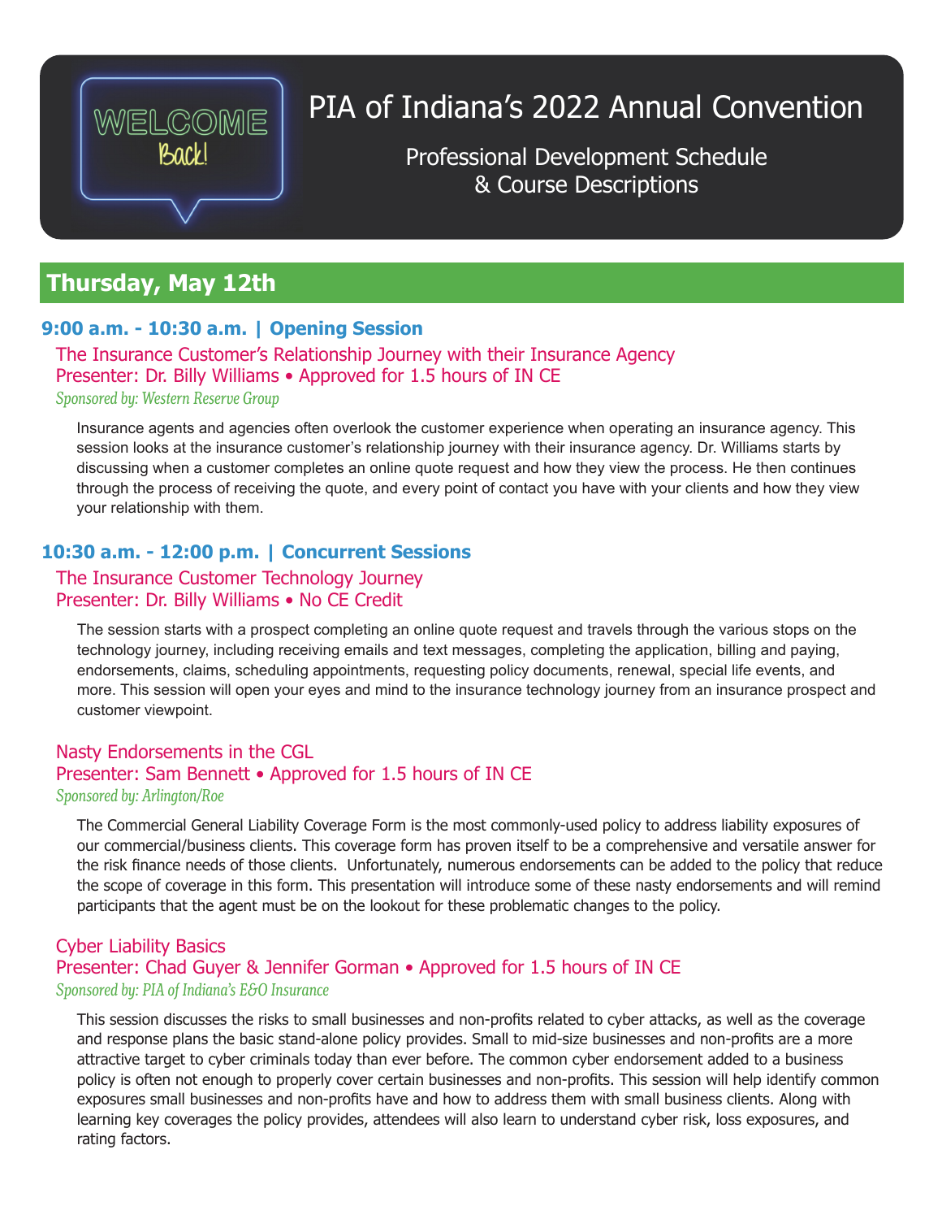WELCOME Back!

# PIA of Indiana's 2022 Annual Convention

Professional Development Schedule & Course Descriptions

## Thursday, May 12th

### 9:00 a.m. - 10:30 a.m. | Opening Session

**The Insurance Customer's Relationship Journey with their Insurance Agency**
**Presenter: Dr. Billy Williams • Approved for 1.5 hours of IN CE**
*Sponsored by: Western Reserve Group*

Insurance agents and agencies often overlook the customer experience when operating an insurance agency. This session looks at the insurance customer's relationship journey with their insurance agency. Dr. Williams starts by discussing when a customer completes an online quote request and how they view the process. He then continues through the process of receiving the quote, and every point of contact you have with your clients and how they view your relationship with them.

### 10:30 a.m. - 12:00 p.m. | Concurrent Sessions

**The Insurance Customer Technology Journey**
**Presenter: Dr. Billy Williams • No CE Credit**

The session starts with a prospect completing an online quote request and travels through the various stops on the technology journey, including receiving emails and text messages, completing the application, billing and paying, endorsements, claims, scheduling appointments, requesting policy documents, renewal, special life events, and more. This session will open your eyes and mind to the insurance technology journey from an insurance prospect and customer viewpoint.

**Nasty Endorsements in the CGL**
**Presenter: Sam Bennett • Approved for 1.5 hours of IN CE**
*Sponsored by: Arlington/Roe*

The Commercial General Liability Coverage Form is the most commonly-used policy to address liability exposures of our commercial/business clients. This coverage form has proven itself to be a comprehensive and versatile answer for the risk finance needs of those clients. Unfortunately, numerous endorsements can be added to the policy that reduce the scope of coverage in this form. This presentation will introduce some of these nasty endorsements and will remind participants that the agent must be on the lookout for these problematic changes to the policy.

**Cyber Liability Basics**
**Presenter: Chad Guyer & Jennifer Gorman • Approved for 1.5 hours of IN CE**
*Sponsored by: PIA of Indiana's E&O Insurance*

This session discusses the risks to small businesses and non-profits related to cyber attacks, as well as the coverage and response plans the basic stand-alone policy provides. Small to mid-size businesses and non-profits are a more attractive target to cyber criminals today than ever before. The common cyber endorsement added to a business policy is often not enough to properly cover certain businesses and non-profits. This session will help identify common exposures small businesses and non-profits have and how to address them with small business clients. Along with learning key coverages the policy provides, attendees will also learn to understand cyber risk, loss exposures, and rating factors.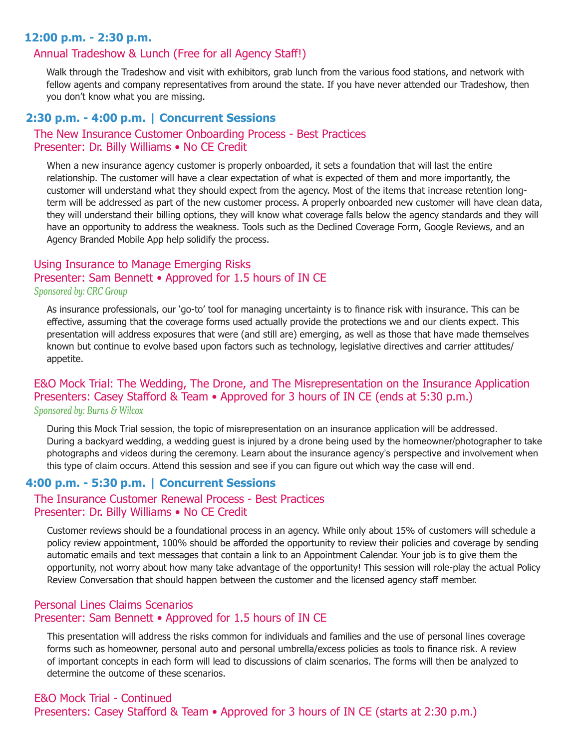## 12:00 p.m. - 2:30 p.m.

### Annual Tradeshow & Lunch (Free for all Agency Staff!)

Walk through the Tradeshow and visit with exhibitors, grab lunch from the various food stations, and network with fellow agents and company representatives from around the state. If you have never attended our Tradeshow, then you don't know what you are missing.

## 2:30 p.m. - 4:00 p.m. | Concurrent Sessions

### The New Insurance Customer Onboarding Process - Best Practices
### Presenter: Dr. Billy Williams • No CE Credit

When a new insurance agency customer is properly onboarded, it sets a foundation that will last the entire relationship. The customer will have a clear expectation of what is expected of them and more importantly, the customer will understand what they should expect from the agency. Most of the items that increase retention long-term will be addressed as part of the new customer process. A properly onboarded new customer will have clean data, they will understand their billing options, they will know what coverage falls below the agency standards and they will have an opportunity to address the weakness. Tools such as the Declined Coverage Form, Google Reviews, and an Agency Branded Mobile App help solidify the process.

### Using Insurance to Manage Emerging Risks
### Presenter: Sam Bennett • Approved for 1.5 hours of IN CE

*Sponsored by: CRC Group*

As insurance professionals, our 'go-to' tool for managing uncertainty is to finance risk with insurance. This can be effective, assuming that the coverage forms used actually provide the protections we and our clients expect. This presentation will address exposures that were (and still are) emerging, as well as those that have made themselves known but continue to evolve based upon factors such as technology, legislative directives and carrier attitudes/appetite.

### E&O Mock Trial: The Wedding, The Drone, and The Misrepresentation on the Insurance Application
### Presenters: Casey Stafford & Team • Approved for 3 hours of IN CE (ends at 5:30 p.m.)

*Sponsored by: Burns & Wilcox*

During this Mock Trial session, the topic of misrepresentation on an insurance application will be addressed. During a backyard wedding, a wedding guest is injured by a drone being used by the homeowner/photographer to take photographs and videos during the ceremony. Learn about the insurance agency's perspective and involvement when this type of claim occurs. Attend this session and see if you can figure out which way the case will end.

## 4:00 p.m. - 5:30 p.m. | Concurrent Sessions

### The Insurance Customer Renewal Process - Best Practices
### Presenter: Dr. Billy Williams • No CE Credit

Customer reviews should be a foundational process in an agency. While only about 15% of customers will schedule a policy review appointment, 100% should be afforded the opportunity to review their policies and coverage by sending automatic emails and text messages that contain a link to an Appointment Calendar. Your job is to give them the opportunity, not worry about how many take advantage of the opportunity! This session will role-play the actual Policy Review Conversation that should happen between the customer and the licensed agency staff member.

### Personal Lines Claims Scenarios
### Presenter: Sam Bennett • Approved for 1.5 hours of IN CE

This presentation will address the risks common for individuals and families and the use of personal lines coverage forms such as homeowner, personal auto and personal umbrella/excess policies as tools to finance risk. A review of important concepts in each form will lead to discussions of claim scenarios. The forms will then be analyzed to determine the outcome of these scenarios.

### E&O Mock Trial - Continued
### Presenters: Casey Stafford & Team • Approved for 3 hours of IN CE (starts at 2:30 p.m.)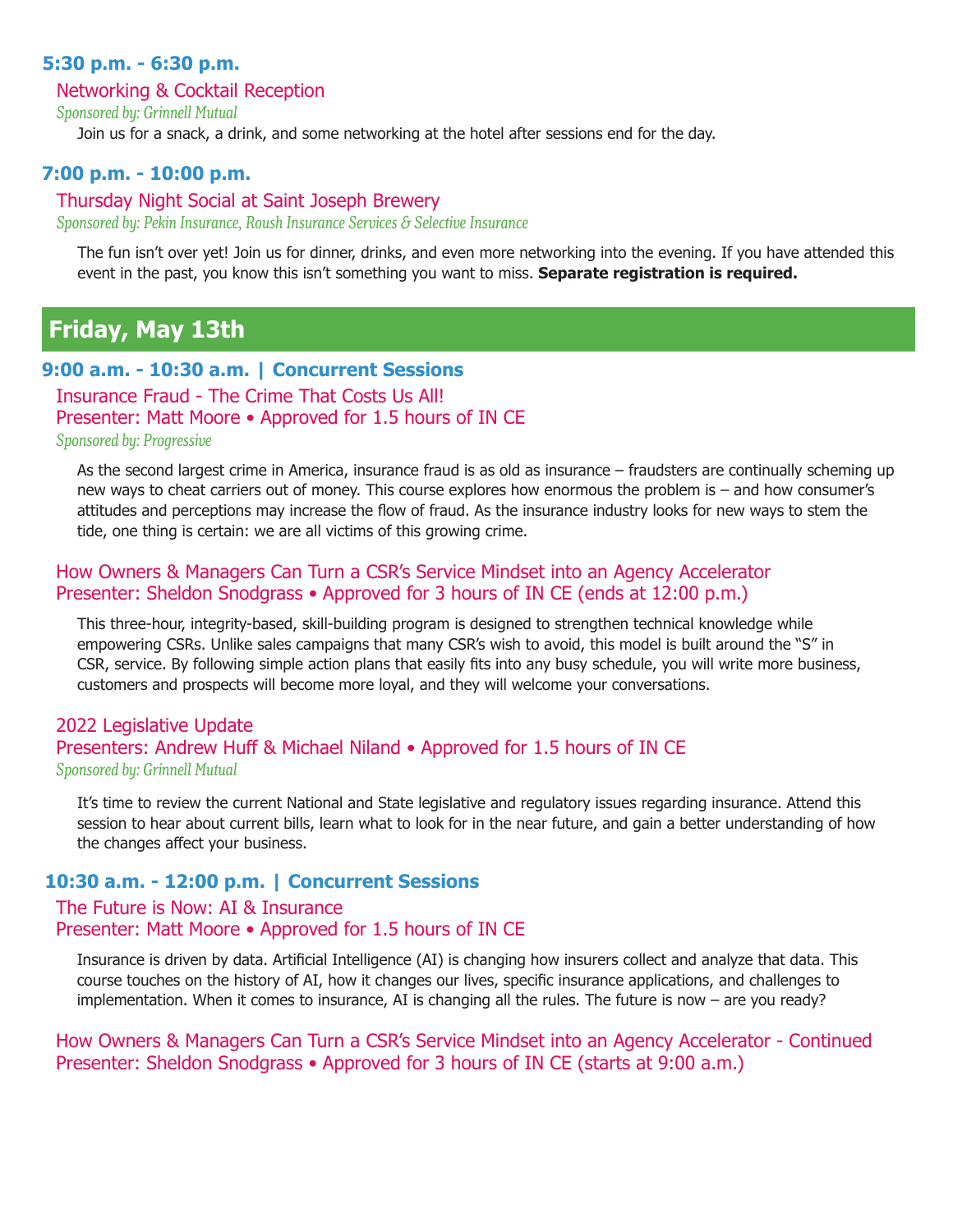### 5:30 p.m. - 6:30 p.m.

Networking & Cocktail Reception

*Sponsored by: Grinnell Mutual*

Join us for a snack, a drink, and some networking at the hotel after sessions end for the day.

### 7:00 p.m. - 10:00 p.m.

Thursday Night Social at Saint Joseph Brewery

*Sponsored by: Pekin Insurance, Roush Insurance Services & Selective Insurance*

The fun isn't over yet! Join us for dinner, drinks, and even more networking into the evening. If you have attended this event in the past, you know this isn't something you want to miss. **Separate registration is required.**

## Friday, May 13th

### 9:00 a.m. - 10:30 a.m. | Concurrent Sessions

Insurance Fraud - The Crime That Costs Us All!
Presenter: Matt Moore • Approved for 1.5 hours of IN CE

*Sponsored by: Progressive*

As the second largest crime in America, insurance fraud is as old as insurance – fraudsters are continually scheming up new ways to cheat carriers out of money. This course explores how enormous the problem is – and how consumer's attitudes and perceptions may increase the flow of fraud. As the insurance industry looks for new ways to stem the tide, one thing is certain: we are all victims of this growing crime.

How Owners & Managers Can Turn a CSR's Service Mindset into an Agency Accelerator
Presenter: Sheldon Snodgrass • Approved for 3 hours of IN CE (ends at 12:00 p.m.)

This three-hour, integrity-based, skill-building program is designed to strengthen technical knowledge while empowering CSRs. Unlike sales campaigns that many CSR's wish to avoid, this model is built around the "S" in CSR, service. By following simple action plans that easily fits into any busy schedule, you will write more business, customers and prospects will become more loyal, and they will welcome your conversations.

2022 Legislative Update
Presenters: Andrew Huff & Michael Niland • Approved for 1.5 hours of IN CE

*Sponsored by: Grinnell Mutual*

It's time to review the current National and State legislative and regulatory issues regarding insurance. Attend this session to hear about current bills, learn what to look for in the near future, and gain a better understanding of how the changes affect your business.

### 10:30 a.m. - 12:00 p.m. | Concurrent Sessions

The Future is Now: AI & Insurance
Presenter: Matt Moore • Approved for 1.5 hours of IN CE

Insurance is driven by data. Artificial Intelligence (AI) is changing how insurers collect and analyze that data. This course touches on the history of AI, how it changes our lives, specific insurance applications, and challenges to implementation. When it comes to insurance, AI is changing all the rules. The future is now – are you ready?

How Owners & Managers Can Turn a CSR's Service Mindset into an Agency Accelerator - Continued
Presenter: Sheldon Snodgrass • Approved for 3 hours of IN CE (starts at 9:00 a.m.)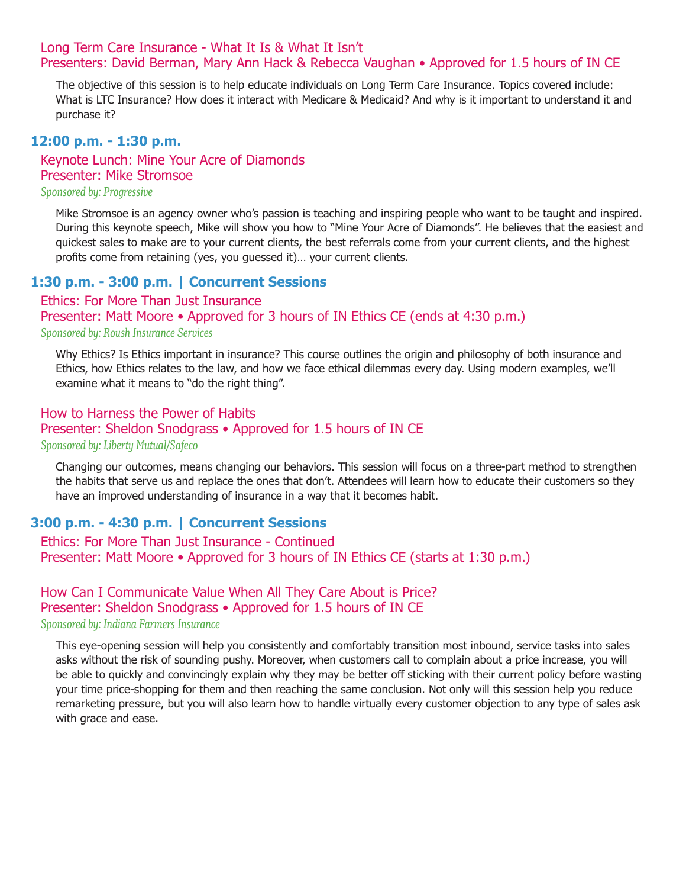### Long Term Care Insurance - What It Is & What It Isn't
### Presenters: David Berman, Mary Ann Hack & Rebecca Vaughan • Approved for 1.5 hours of IN CE

The objective of this session is to help educate individuals on Long Term Care Insurance. Topics covered include: What is LTC Insurance? How does it interact with Medicare & Medicaid? And why is it important to understand it and purchase it?

## 12:00 p.m. - 1:30 p.m.

### Keynote Lunch: Mine Your Acre of Diamonds
### Presenter: Mike Stromsoe

*Sponsored by: Progressive*

Mike Stromsoe is an agency owner who's passion is teaching and inspiring people who want to be taught and inspired. During this keynote speech, Mike will show you how to "Mine Your Acre of Diamonds". He believes that the easiest and quickest sales to make are to your current clients, the best referrals come from your current clients, and the highest profits come from retaining (yes, you guessed it)… your current clients.

## 1:30 p.m. - 3:00 p.m. | Concurrent Sessions

### Ethics: For More Than Just Insurance
### Presenter: Matt Moore • Approved for 3 hours of IN Ethics CE (ends at 4:30 p.m.)

*Sponsored by: Roush Insurance Services*

Why Ethics? Is Ethics important in insurance? This course outlines the origin and philosophy of both insurance and Ethics, how Ethics relates to the law, and how we face ethical dilemmas every day. Using modern examples, we'll examine what it means to "do the right thing".

### How to Harness the Power of Habits
### Presenter: Sheldon Snodgrass • Approved for 1.5 hours of IN CE

*Sponsored by: Liberty Mutual/Safeco*

Changing our outcomes, means changing our behaviors. This session will focus on a three-part method to strengthen the habits that serve us and replace the ones that don't. Attendees will learn how to educate their customers so they have an improved understanding of insurance in a way that it becomes habit.

## 3:00 p.m. - 4:30 p.m. | Concurrent Sessions

### Ethics: For More Than Just Insurance - Continued
### Presenter: Matt Moore • Approved for 3 hours of IN Ethics CE (starts at 1:30 p.m.)

### How Can I Communicate Value When All They Care About is Price?
### Presenter: Sheldon Snodgrass • Approved for 1.5 hours of IN CE

*Sponsored by: Indiana Farmers Insurance*

This eye-opening session will help you consistently and comfortably transition most inbound, service tasks into sales asks without the risk of sounding pushy. Moreover, when customers call to complain about a price increase, you will be able to quickly and convincingly explain why they may be better off sticking with their current policy before wasting your time price-shopping for them and then reaching the same conclusion. Not only will this session help you reduce remarketing pressure, but you will also learn how to handle virtually every customer objection to any type of sales ask with grace and ease.